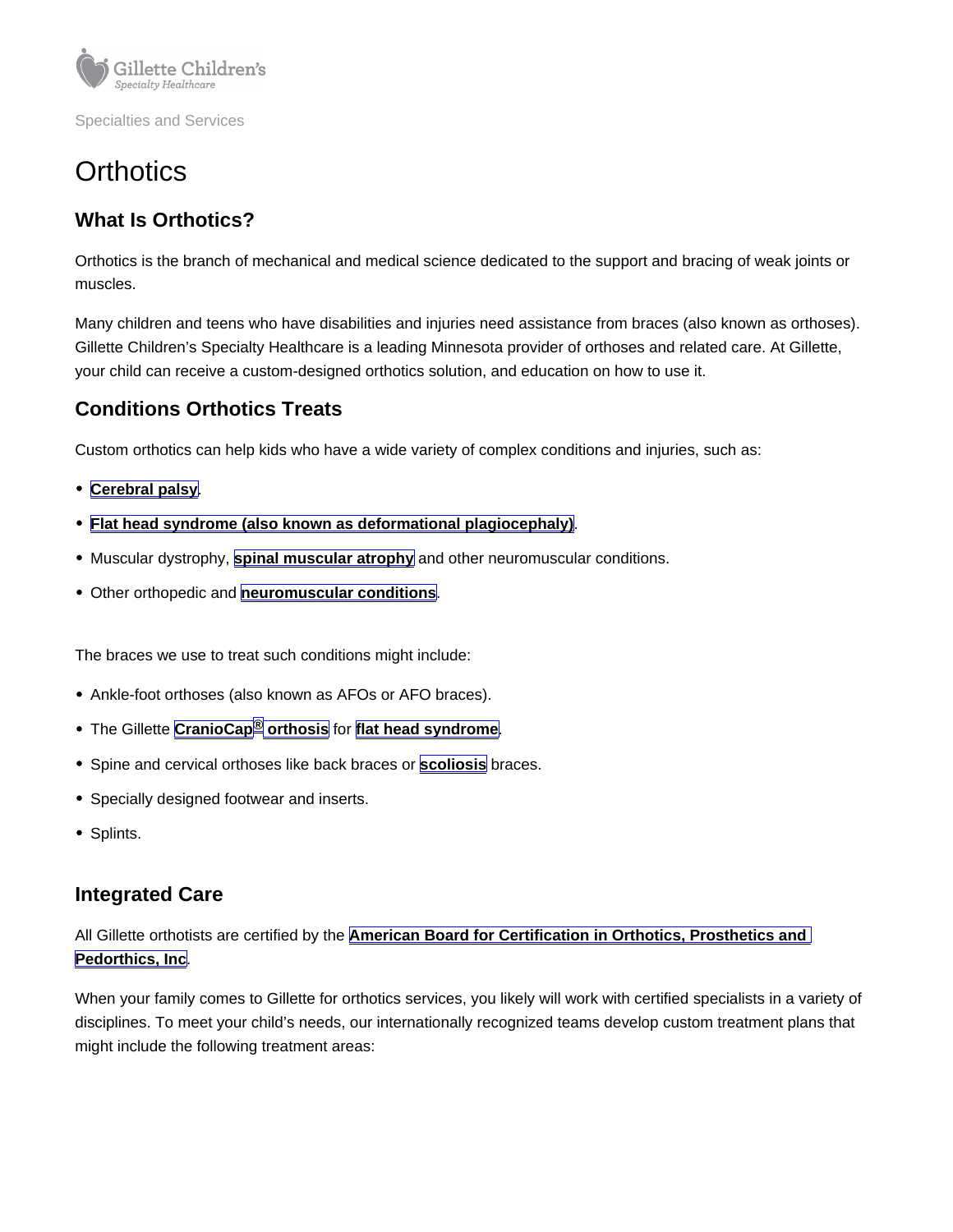Gillette Children's Specialty Healthcare

Specialties and Services

# Orthotics

## What Is Orthotics?

Orthotics is the branch of mechanical and medical science dedicated to the support and bracing of weak joints or muscles.

Many children and teens who have disabilities and injuries need assistance from braces (also known as orthoses). Gillette Children's Specialty Healthcare is a leading Minnesota provider of orthoses and related care. At Gillette, your child can receive a custom-designed orthotics solution, and education on how to use it.

## Conditions Orthotics Treats

Custom orthotics can help kids who have a wide variety of complex conditions and injuries, such as:

- **Cerebral palsy**.
- **Flat head syndrome (also known as deformational plagiocephaly)**.
- Muscular dystrophy, **spinal muscular atrophy** and other neuromuscular conditions.
- Other orthopedic and **neuromuscular conditions**.

The braces we use to treat such conditions might include:

- Ankle-foot orthoses (also known as AFOs or AFO braces).
- The Gillette **CranioCap® orthosis** for **flat head syndrome**.
- Spine and cervical orthoses like back braces or **scoliosis** braces.
- Specially designed footwear and inserts.
- Splints.

## Integrated Care

All Gillette orthotists are certified by the **American Board for Certification in Orthotics, Prosthetics and Pedorthics, Inc**.

When your family comes to Gillette for orthotics services, you likely will work with certified specialists in a variety of disciplines. To meet your child's needs, our internationally recognized teams develop custom treatment plans that might include the following treatment areas: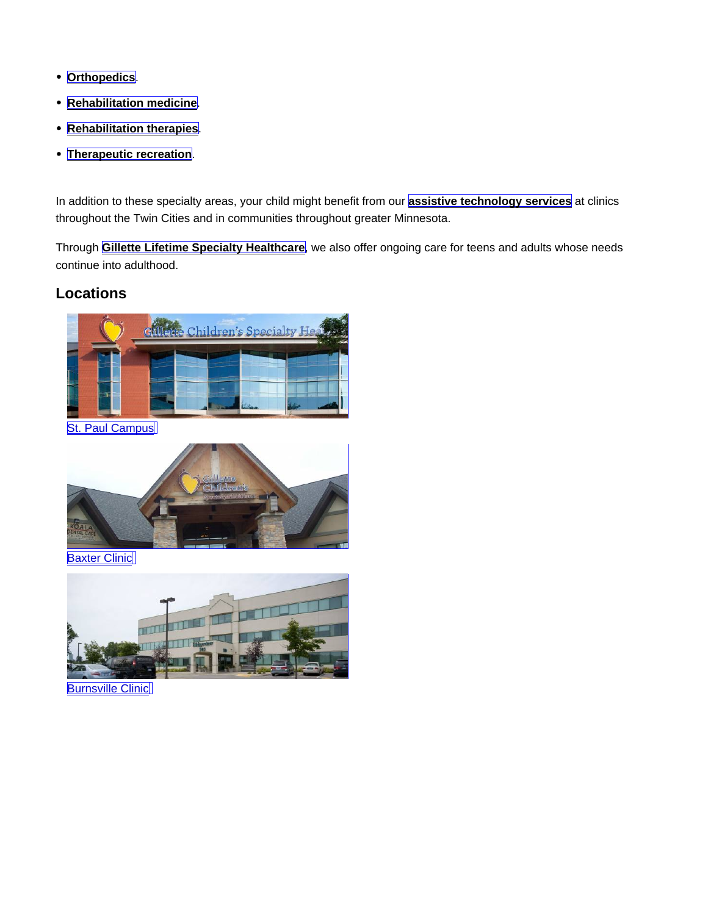- **Orthopedics**.
- **Rehabilitation medicine**.
- **Rehabilitation therapies**.
- **Therapeutic recreation**.

In addition to these specialty areas, your child might benefit from our **assistive technology services** at clinics throughout the Twin Cities and in communities throughout greater Minnesota.

Through **Gillette Lifetime Specialty Healthcare**, we also offer ongoing care for teens and adults whose needs continue into adulthood.

## Locations

St. Paul Campus

Baxter Clinic

Burnsville Clinic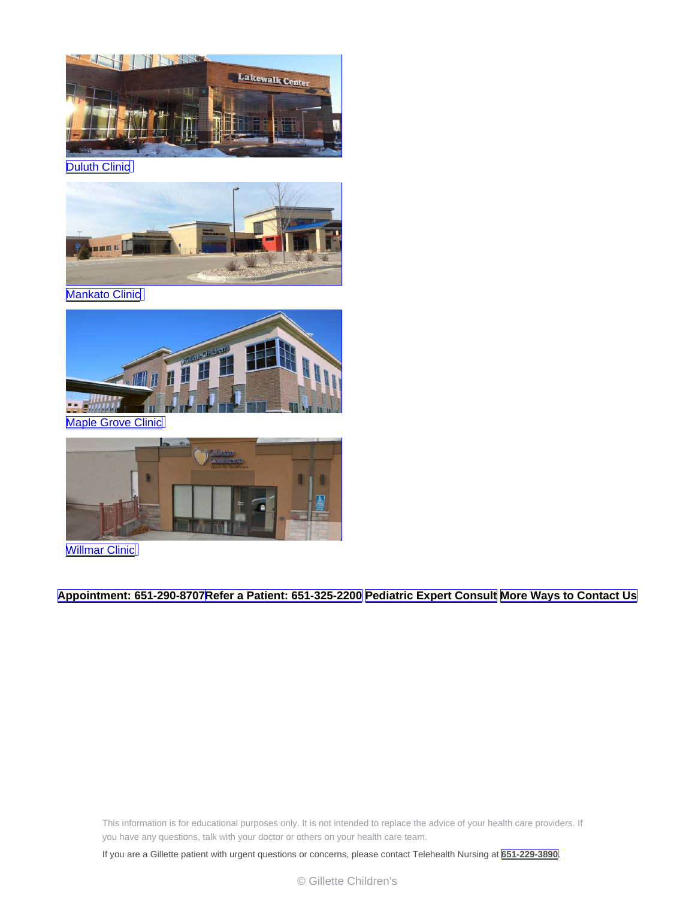Duluth Clinic

Mankato Clinic

Maple Grove Clinic

Willmar Clinic

**Appointment: 651-290-8707** **Refer a Patient: 651-325-2200** **Pediatric Expert Consult** **More Ways to Contact Us**

This information is for educational purposes only. It is not intended to replace the advice of your health care providers. If you have any questions, talk with your doctor or others on your health care team.

If you are a Gillette patient with urgent questions or concerns, please contact Telehealth Nursing at **651-229-3890**.

© Gillette Children's